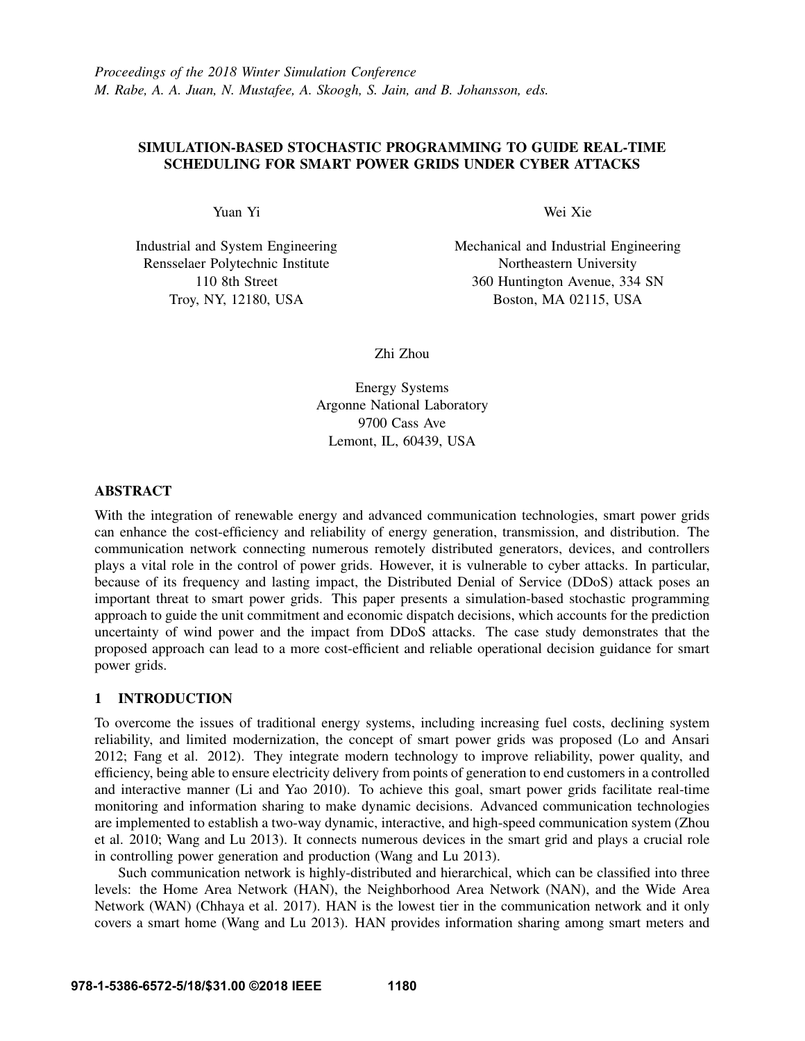# SIMULATION-BASED STOCHASTIC PROGRAMMING TO GUIDE REAL-TIME SCHEDULING FOR SMART POWER GRIDS UNDER CYBER ATTACKS

Yuan Yi

Industrial and System Engineering
Rensselaer Polytechnic Institute
110 8th Street
Troy, NY, 12180, USA

Wei Xie

Mechanical and Industrial Engineering
Northeastern University
360 Huntington Avenue, 334 SN
Boston, MA 02115, USA

Zhi Zhou

Energy Systems
Argonne National Laboratory
9700 Cass Ave
Lemont, IL, 60439, USA

## ABSTRACT

With the integration of renewable energy and advanced communication technologies, smart power grids can enhance the cost-efficiency and reliability of energy generation, transmission, and distribution. The communication network connecting numerous remotely distributed generators, devices, and controllers plays a vital role in the control of power grids. However, it is vulnerable to cyber attacks. In particular, because of its frequency and lasting impact, the Distributed Denial of Service (DDoS) attack poses an important threat to smart power grids. This paper presents a simulation-based stochastic programming approach to guide the unit commitment and economic dispatch decisions, which accounts for the prediction uncertainty of wind power and the impact from DDoS attacks. The case study demonstrates that the proposed approach can lead to a more cost-efficient and reliable operational decision guidance for smart power grids.

## 1 INTRODUCTION

To overcome the issues of traditional energy systems, including increasing fuel costs, declining system reliability, and limited modernization, the concept of smart power grids was proposed (Lo and Ansari 2012; Fang et al. 2012). They integrate modern technology to improve reliability, power quality, and efficiency, being able to ensure electricity delivery from points of generation to end customers in a controlled and interactive manner (Li and Yao 2010). To achieve this goal, smart power grids facilitate real-time monitoring and information sharing to make dynamic decisions. Advanced communication technologies are implemented to establish a two-way dynamic, interactive, and high-speed communication system (Zhou et al. 2010; Wang and Lu 2013). It connects numerous devices in the smart grid and plays a crucial role in controlling power generation and production (Wang and Lu 2013).

Such communication network is highly-distributed and hierarchical, which can be classified into three levels: the Home Area Network (HAN), the Neighborhood Area Network (NAN), and the Wide Area Network (WAN) (Chhaya et al. 2017). HAN is the lowest tier in the communication network and it only covers a smart home (Wang and Lu 2013). HAN provides information sharing among smart meters and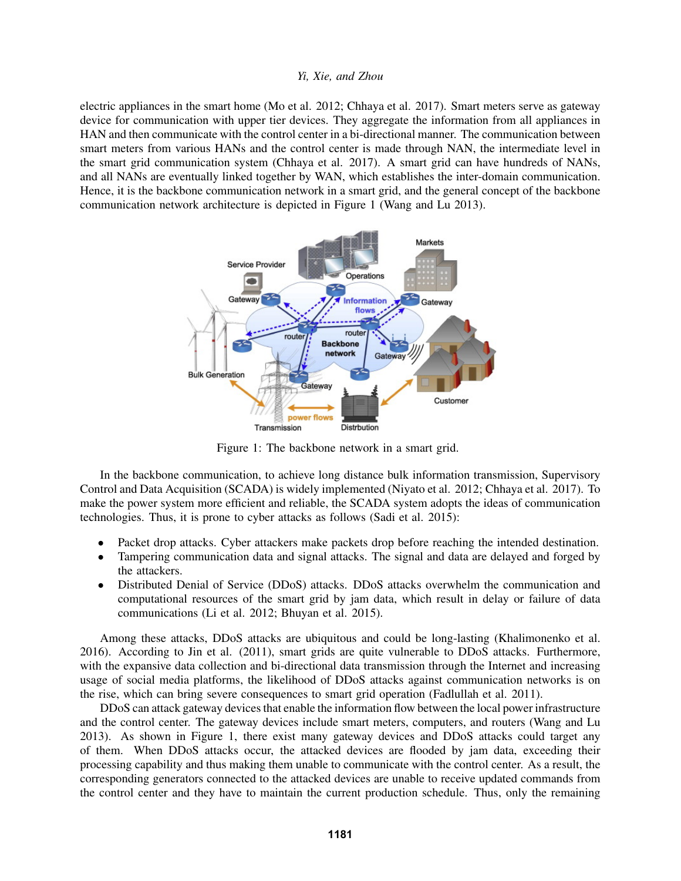electric appliances in the smart home (Mo et al. 2012; Chhaya et al. 2017). Smart meters serve as gateway device for communication with upper tier devices. They aggregate the information from all appliances in HAN and then communicate with the control center in a bi-directional manner. The communication between smart meters from various HANs and the control center is made through NAN, the intermediate level in the smart grid communication system (Chhaya et al. 2017). A smart grid can have hundreds of NANs, and all NANs are eventually linked together by WAN, which establishes the inter-domain communication. Hence, it is the backbone communication network in a smart grid, and the general concept of the backbone communication network architecture is depicted in Figure 1 (Wang and Lu 2013).

Figure 1: The backbone network in a smart grid.

In the backbone communication, to achieve long distance bulk information transmission, Supervisory Control and Data Acquisition (SCADA) is widely implemented (Niyato et al. 2012; Chhaya et al. 2017). To make the power system more efficient and reliable, the SCADA system adopts the ideas of communication technologies. Thus, it is prone to cyber attacks as follows (Sadi et al. 2015):

- Packet drop attacks. Cyber attackers make packets drop before reaching the intended destination.
- Tampering communication data and signal attacks. The signal and data are delayed and forged by the attackers.
- Distributed Denial of Service (DDoS) attacks. DDoS attacks overwhelm the communication and computational resources of the smart grid by jam data, which result in delay or failure of data communications (Li et al. 2012; Bhuyan et al. 2015).

Among these attacks, DDoS attacks are ubiquitous and could be long-lasting (Khalimonenko et al. 2016). According to Jin et al. (2011), smart grids are quite vulnerable to DDoS attacks. Furthermore, with the expansive data collection and bi-directional data transmission through the Internet and increasing usage of social media platforms, the likelihood of DDoS attacks against communication networks is on the rise, which can bring severe consequences to smart grid operation (Fadlullah et al. 2011).

DDoS can attack gateway devices that enable the information flow between the local power infrastructure and the control center. The gateway devices include smart meters, computers, and routers (Wang and Lu 2013). As shown in Figure 1, there exist many gateway devices and DDoS attacks could target any of them. When DDoS attacks occur, the attacked devices are flooded by jam data, exceeding their processing capability and thus making them unable to communicate with the control center. As a result, the corresponding generators connected to the attacked devices are unable to receive updated commands from the control center and they have to maintain the current production schedule. Thus, only the remaining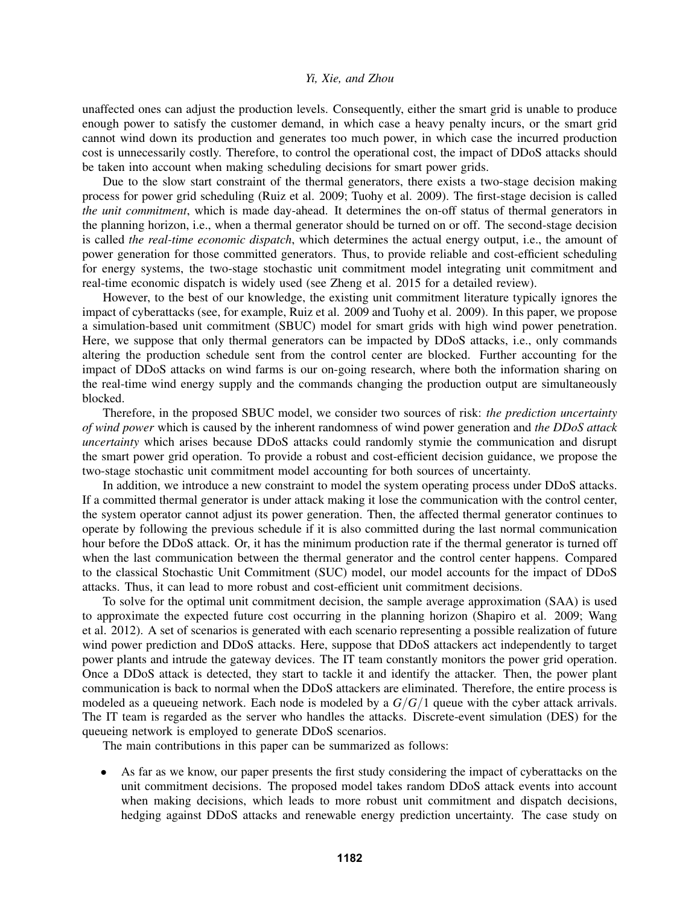unaffected ones can adjust the production levels. Consequently, either the smart grid is unable to produce enough power to satisfy the customer demand, in which case a heavy penalty incurs, or the smart grid cannot wind down its production and generates too much power, in which case the incurred production cost is unnecessarily costly. Therefore, to control the operational cost, the impact of DDoS attacks should be taken into account when making scheduling decisions for smart power grids.

Due to the slow start constraint of the thermal generators, there exists a two-stage decision making process for power grid scheduling (Ruiz et al. 2009; Tuohy et al. 2009). The first-stage decision is called *the unit commitment*, which is made day-ahead. It determines the on-off status of thermal generators in the planning horizon, i.e., when a thermal generator should be turned on or off. The second-stage decision is called *the real-time economic dispatch*, which determines the actual energy output, i.e., the amount of power generation for those committed generators. Thus, to provide reliable and cost-efficient scheduling for energy systems, the two-stage stochastic unit commitment model integrating unit commitment and real-time economic dispatch is widely used (see Zheng et al. 2015 for a detailed review).

However, to the best of our knowledge, the existing unit commitment literature typically ignores the impact of cyberattacks (see, for example, Ruiz et al. 2009 and Tuohy et al. 2009). In this paper, we propose a simulation-based unit commitment (SBUC) model for smart grids with high wind power penetration. Here, we suppose that only thermal generators can be impacted by DDoS attacks, i.e., only commands altering the production schedule sent from the control center are blocked. Further accounting for the impact of DDoS attacks on wind farms is our on-going research, where both the information sharing on the real-time wind energy supply and the commands changing the production output are simultaneously blocked.

Therefore, in the proposed SBUC model, we consider two sources of risk: *the prediction uncertainty of wind power* which is caused by the inherent randomness of wind power generation and *the DDoS attack uncertainty* which arises because DDoS attacks could randomly stymie the communication and disrupt the smart power grid operation. To provide a robust and cost-efficient decision guidance, we propose the two-stage stochastic unit commitment model accounting for both sources of uncertainty.

In addition, we introduce a new constraint to model the system operating process under DDoS attacks. If a committed thermal generator is under attack making it lose the communication with the control center, the system operator cannot adjust its power generation. Then, the affected thermal generator continues to operate by following the previous schedule if it is also committed during the last normal communication hour before the DDoS attack. Or, it has the minimum production rate if the thermal generator is turned off when the last communication between the thermal generator and the control center happens. Compared to the classical Stochastic Unit Commitment (SUC) model, our model accounts for the impact of DDoS attacks. Thus, it can lead to more robust and cost-efficient unit commitment decisions.

To solve for the optimal unit commitment decision, the sample average approximation (SAA) is used to approximate the expected future cost occurring in the planning horizon (Shapiro et al. 2009; Wang et al. 2012). A set of scenarios is generated with each scenario representing a possible realization of future wind power prediction and DDoS attacks. Here, suppose that DDoS attackers act independently to target power plants and intrude the gateway devices. The IT team constantly monitors the power grid operation. Once a DDoS attack is detected, they start to tackle it and identify the attacker. Then, the power plant communication is back to normal when the DDoS attackers are eliminated. Therefore, the entire process is modeled as a queueing network. Each node is modeled by a $G/G/1$ queue with the cyber attack arrivals. The IT team is regarded as the server who handles the attacks. Discrete-event simulation (DES) for the queueing network is employed to generate DDoS scenarios.

The main contributions in this paper can be summarized as follows:

- As far as we know, our paper presents the first study considering the impact of cyberattacks on the unit commitment decisions. The proposed model takes random DDoS attack events into account when making decisions, which leads to more robust unit commitment and dispatch decisions, hedging against DDoS attacks and renewable energy prediction uncertainty. The case study on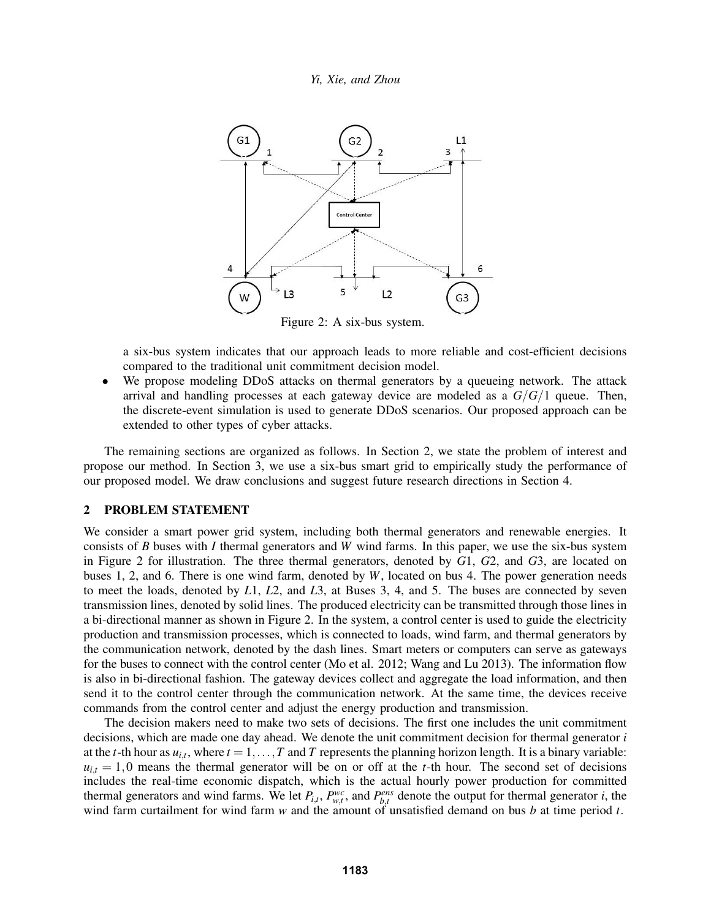Figure 2: A six-bus system.

a six-bus system indicates that our approach leads to more reliable and cost-efficient decisions compared to the traditional unit commitment decision model.

- We propose modeling DDoS attacks on thermal generators by a queueing network. The attack arrival and handling processes at each gateway device are modeled as a $G/G/1$ queue. Then, the discrete-event simulation is used to generate DDoS scenarios. Our proposed approach can be extended to other types of cyber attacks.

The remaining sections are organized as follows. In Section 2, we state the problem of interest and propose our method. In Section 3, we use a six-bus smart grid to empirically study the performance of our proposed model. We draw conclusions and suggest future research directions in Section 4.

## 2 PROBLEM STATEMENT

We consider a smart power grid system, including both thermal generators and renewable energies. It consists of $B$ buses with $I$ thermal generators and $W$ wind farms. In this paper, we use the six-bus system in Figure 2 for illustration. The three thermal generators, denoted by $G1$, $G2$, and $G3$, are located on buses 1, 2, and 6. There is one wind farm, denoted by $W$, located on bus 4. The power generation needs to meet the loads, denoted by $L1$, $L2$, and $L3$, at Buses 3, 4, and 5. The buses are connected by seven transmission lines, denoted by solid lines. The produced electricity can be transmitted through those lines in a bi-directional manner as shown in Figure 2. In the system, a control center is used to guide the electricity production and transmission processes, which is connected to loads, wind farm, and thermal generators by the communication network, denoted by the dash lines. Smart meters or computers can serve as gateways for the buses to connect with the control center (Mo et al. 2012; Wang and Lu 2013). The information flow is also in bi-directional fashion. The gateway devices collect and aggregate the load information, and then send it to the control center through the communication network. At the same time, the devices receive commands from the control center and adjust the energy production and transmission.

The decision makers need to make two sets of decisions. The first one includes the unit commitment decisions, which are made one day ahead. We denote the unit commitment decision for thermal generator $i$ at the $t$-th hour as $u_{i,t}$, where $t = 1,\ldots,T$ and $T$ represents the planning horizon length. It is a binary variable: $u_{i,t} = 1,0$ means the thermal generator will be on or off at the $t$-th hour. The second set of decisions includes the real-time economic dispatch, which is the actual hourly power production for committed thermal generators and wind farms. We let $P_{i,t}$, $P^{wc}_{w,t}$, and $P^{ens}_{b,t}$ denote the output for thermal generator $i$, the wind farm curtailment for wind farm $w$ and the amount of unsatisfied demand on bus $b$ at time period $t$.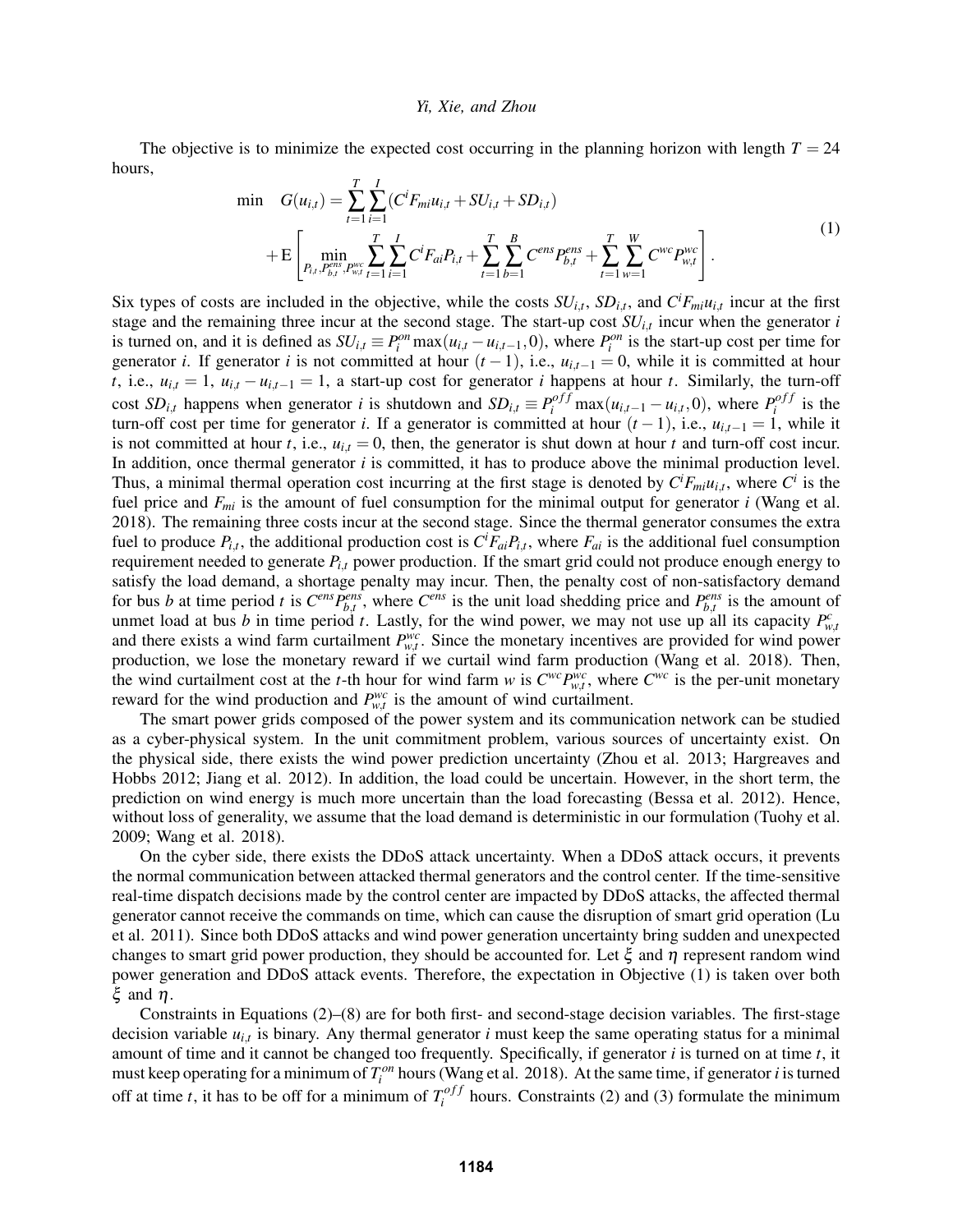The objective is to minimize the expected cost occurring in the planning horizon with length $T = 24$ hours,

$$
\begin{aligned}
\min \quad G(u_{i,t}) = & \sum_{t=1}^{T}\sum_{i=1}^{I}(C^{i}F_{mi}u_{i,t} + SU_{i,t} + SD_{i,t}) \\
& + \mathrm{E}\left[\min_{P_{i,t},P^{ens}_{b,t},P^{wc}_{w,t}} \sum_{t=1}^{T}\sum_{i=1}^{I} C^{i}F_{ai}P_{i,t} + \sum_{t=1}^{T}\sum_{b=1}^{B} C^{ens}P^{ens}_{b,t} + \sum_{t=1}^{T}\sum_{w=1}^{W} C^{wc}P^{wc}_{w,t}\right].
\end{aligned} \tag{1}
$$

Six types of costs are included in the objective, while the costs $SU_{i,t}$, $SD_{i,t}$, and $C^{i}F_{mi}u_{i,t}$ incur at the first stage and the remaining three incur at the second stage. The start-up cost $SU_{i,t}$ incur when the generator $i$ is turned on, and it is defined as $SU_{i,t} \equiv P^{on}_{i}\max(u_{i,t} - u_{i,t-1}, 0)$, where $P^{on}_{i}$ is the start-up cost per time for generator $i$. If generator $i$ is not committed at hour $(t-1)$, i.e., $u_{i,t-1} = 0$, while it is committed at hour $t$, i.e., $u_{i,t} = 1$, $u_{i,t} - u_{i,t-1} = 1$, a start-up cost for generator $i$ happens at hour $t$. Similarly, the turn-off cost $SD_{i,t}$ happens when generator $i$ is shutdown and $SD_{i,t} \equiv P^{off}_{i}\max(u_{i,t-1} - u_{i,t}, 0)$, where $P^{off}_{i}$ is the turn-off cost per time for generator $i$. If a generator is committed at hour $(t-1)$, i.e., $u_{i,t-1} = 1$, while it is not committed at hour $t$, i.e., $u_{i,t} = 0$, then, the generator is shut down at hour $t$ and turn-off cost incur. In addition, once thermal generator $i$ is committed, it has to produce above the minimal production level. Thus, a minimal thermal operation cost incurring at the first stage is denoted by $C^{i}F_{mi}u_{i,t}$, where $C^{i}$ is the fuel price and $F_{mi}$ is the amount of fuel consumption for the minimal output for generator $i$ (Wang et al. 2018). The remaining three costs incur at the second stage. Since the thermal generator consumes the extra fuel to produce $P_{i,t}$, the additional production cost is $C^{i}F_{ai}P_{i,t}$, where $F_{ai}$ is the additional fuel consumption requirement needed to generate $P_{i,t}$ power production. If the smart grid could not produce enough energy to satisfy the load demand, a shortage penalty may incur. Then, the penalty cost of non-satisfactory demand for bus $b$ at time period $t$ is $C^{ens}P^{ens}_{b,t}$, where $C^{ens}$ is the unit load shedding price and $P^{ens}_{b,t}$ is the amount of unmet load at bus $b$ in time period $t$. Lastly, for the wind power, we may not use up all its capacity $P^{c}_{w,t}$ and there exists a wind farm curtailment $P^{wc}_{w,t}$. Since the monetary incentives are provided for wind power production, we lose the monetary reward if we curtail wind farm production (Wang et al. 2018). Then, the wind curtailment cost at the $t$-th hour for wind farm $w$ is $C^{wc}P^{wc}_{w,t}$, where $C^{wc}$ is the per-unit monetary reward for the wind production and $P^{wc}_{w,t}$ is the amount of wind curtailment.

The smart power grids composed of the power system and its communication network can be studied as a cyber-physical system. In the unit commitment problem, various sources of uncertainty exist. On the physical side, there exists the wind power prediction uncertainty (Zhou et al. 2013; Hargreaves and Hobbs 2012; Jiang et al. 2012). In addition, the load could be uncertain. However, in the short term, the prediction on wind energy is much more uncertain than the load forecasting (Bessa et al. 2012). Hence, without loss of generality, we assume that the load demand is deterministic in our formulation (Tuohy et al. 2009; Wang et al. 2018).

On the cyber side, there exists the DDoS attack uncertainty. When a DDoS attack occurs, it prevents the normal communication between attacked thermal generators and the control center. If the time-sensitive real-time dispatch decisions made by the control center are impacted by DDoS attacks, the affected thermal generator cannot receive the commands on time, which can cause the disruption of smart grid operation (Lu et al. 2011). Since both DDoS attacks and wind power generation uncertainty bring sudden and unexpected changes to smart grid power production, they should be accounted for. Let $\xi$ and $\eta$ represent random wind power generation and DDoS attack events. Therefore, the expectation in Objective (1) is taken over both $\xi$ and $\eta$.

Constraints in Equations (2)–(8) are for both first- and second-stage decision variables. The first-stage decision variable $u_{i,t}$ is binary. Any thermal generator $i$ must keep the same operating status for a minimal amount of time and it cannot be changed too frequently. Specifically, if generator $i$ is turned on at time $t$, it must keep operating for a minimum of $T^{on}_{i}$ hours (Wang et al. 2018). At the same time, if generator $i$ is turned off at time $t$, it has to be off for a minimum of $T^{off}_{i}$ hours. Constraints (2) and (3) formulate the minimum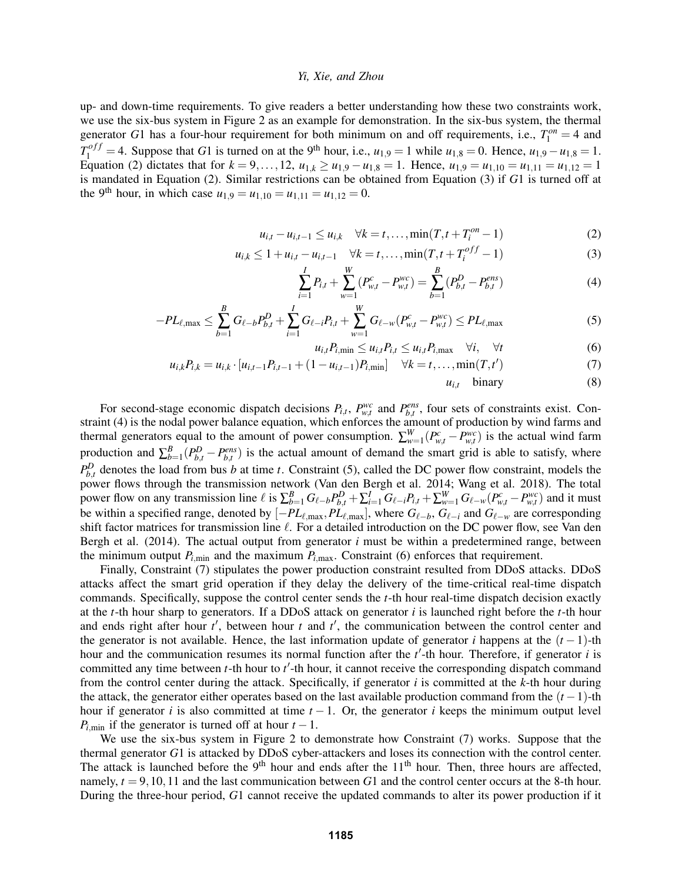up- and down-time requirements. To give readers a better understanding how these two constraints work, we use the six-bus system in Figure 2 as an example for demonstration. In the six-bus system, the thermal generator $G1$ has a four-hour requirement for both minimum on and off requirements, i.e., $T_1^{on} = 4$ and $T_1^{off} = 4$. Suppose that $G1$ is turned on at the 9[th] hour, i.e., $u_{1,9} = 1$ while $u_{1,8} = 0$. Hence, $u_{1,9} - u_{1,8} = 1$. Equation (2) dictates that for $k = 9, \ldots, 12$, $u_{1,k} \geq u_{1,9} - u_{1,8} = 1$. Hence, $u_{1,9} = u_{1,10} = u_{1,11} = u_{1,12} = 1$ is mandated in Equation (2). Similar restrictions can be obtained from Equation (3) if $G1$ is turned off at the 9[th] hour, in which case $u_{1,9} = u_{1,10} = u_{1,11} = u_{1,12} = 0$.

$$u_{i,t} - u_{i,t-1} \leq u_{i,k} \quad \forall k = t, \ldots, \min(T, t + T_i^{on} - 1) \tag{2}$$

$$u_{i,k} \leq 1 + u_{i,t} - u_{i,t-1} \quad \forall k = t, \ldots, \min(T, t + T_i^{off} - 1) \tag{3}$$

$$\sum_{i=1}^{I} P_{i,t} + \sum_{w=1}^{W} (P_{w,t}^{c} - P_{w,t}^{wc}) = \sum_{b=1}^{B} (P_{b,t}^{D} - P_{b,t}^{ens}) \tag{4}$$

$$-PL_{\ell,\max} \leq \sum_{b=1}^{B} G_{\ell-b} P_{b,t}^{D} + \sum_{i=1}^{I} G_{\ell-i} P_{i,t} + \sum_{w=1}^{W} G_{\ell-w} (P_{w,t}^{c} - P_{w,t}^{wc}) \leq PL_{\ell,\max} \tag{5}$$

$$u_{i,t} P_{i,\min} \leq u_{i,t} P_{i,t} \leq u_{i,t} P_{i,\max} \quad \forall i, \quad \forall t \tag{6}$$

$$u_{i,k} P_{i,k} = u_{i,k} \cdot [u_{i,t-1} P_{i,t-1} + (1 - u_{i,t-1}) P_{i,\min}] \quad \forall k = t, \ldots, \min(T, t') \tag{7}$$

$$u_{i,t} \quad \text{binary} \tag{8}$$

For second-stage economic dispatch decisions $P_{i,t}$, $P_{w,t}^{wc}$ and $P_{b,t}^{ens}$, four sets of constraints exist. Constraint (4) is the nodal power balance equation, which enforces the amount of production by wind farms and thermal generators equal to the amount of power consumption. $\sum_{w=1}^{W}(P_{w,t}^{c} - P_{w,t}^{wc})$ is the actual wind farm production and $\sum_{b=1}^{B}(P_{b,t}^{D} - P_{b,t}^{ens})$ is the actual amount of demand the smart grid is able to satisfy, where $P_{b,t}^{D}$ denotes the load from bus $b$ at time $t$. Constraint (5), called the DC power flow constraint, models the power flows through the transmission network (Van den Bergh et al. 2014; Wang et al. 2018). The total power flow on any transmission line $\ell$ is $\sum_{b=1}^{B} G_{\ell-b} P_{b,t}^{D} + \sum_{i=1}^{I} G_{\ell-i} P_{i,t} + \sum_{w=1}^{W} G_{\ell-w}(P_{w,t}^{c} - P_{w,t}^{wc})$ and it must be within a specified range, denoted by $[-PL_{\ell,\max}, PL_{\ell,\max}]$, where $G_{\ell-b}$, $G_{\ell-i}$ and $G_{\ell-w}$ are corresponding shift factor matrices for transmission line $\ell$. For a detailed introduction on the DC power flow, see Van den Bergh et al. (2014). The actual output from generator $i$ must be within a predetermined range, between the minimum output $P_{i,\min}$ and the maximum $P_{i,\max}$. Constraint (6) enforces that requirement.

Finally, Constraint (7) stipulates the power production constraint resulted from DDoS attacks. DDoS attacks affect the smart grid operation if they delay the delivery of the time-critical real-time dispatch commands. Specifically, suppose the control center sends the $t$-th hour real-time dispatch decision exactly at the $t$-th hour sharp to generators. If a DDoS attack on generator $i$ is launched right before the $t$-th hour and ends right after hour $t'$, between hour $t$ and $t'$, the communication between the control center and the generator is not available. Hence, the last information update of generator $i$ happens at the $(t-1)$-th hour and the communication resumes its normal function after the $t'$-th hour. Therefore, if generator $i$ is committed any time between $t$-th hour to $t'$-th hour, it cannot receive the corresponding dispatch command from the control center during the attack. Specifically, if generator $i$ is committed at the $k$-th hour during the attack, the generator either operates based on the last available production command from the $(t-1)$-th hour if generator $i$ is also committed at time $t-1$. Or, the generator $i$ keeps the minimum output level $P_{i,\min}$ if the generator is turned off at hour $t-1$.

We use the six-bus system in Figure 2 to demonstrate how Constraint (7) works. Suppose that the thermal generator $G1$ is attacked by DDoS cyber-attackers and loses its connection with the control center. The attack is launched before the 9[th] hour and ends after the 11[th] hour. Then, three hours are affected, namely, $t = 9, 10, 11$ and the last communication between $G1$ and the control center occurs at the 8-th hour. During the three-hour period, $G1$ cannot receive the updated commands to alter its power production if it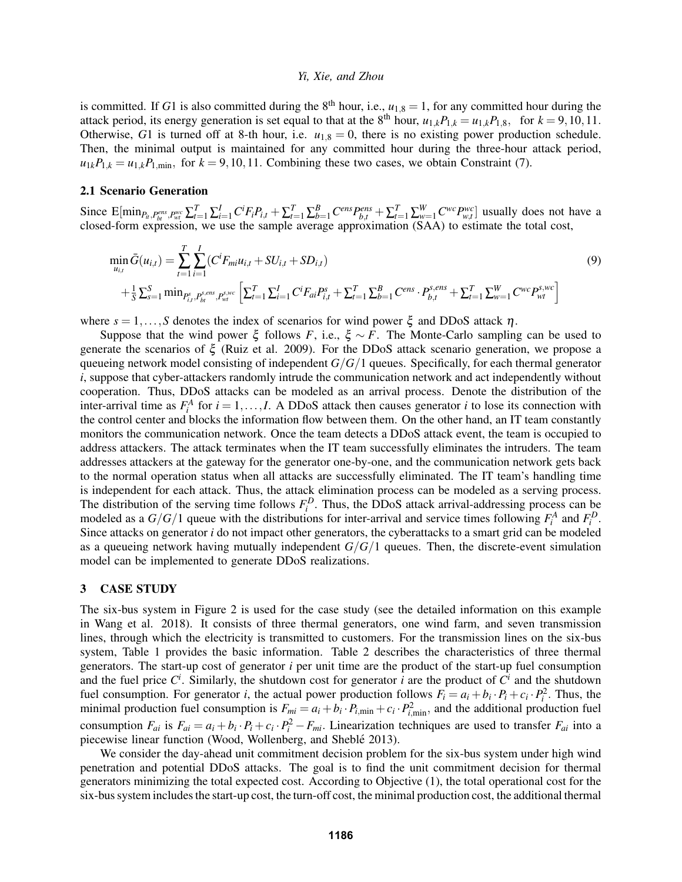is committed. If $G1$ is also committed during the 8th hour, i.e., $u_{1,8} = 1$, for any committed hour during the attack period, its energy generation is set equal to that at the 8th hour, $u_{1,k}P_{1,k} = u_{1,k}P_{1,8}$, for $k = 9, 10, 11$. Otherwise, $G1$ is turned off at 8-th hour, i.e. $u_{1,8} = 0$, there is no existing power production schedule. Then, the minimal output is maintained for any committed hour during the three-hour attack period, $u_{1k}P_{1,k} = u_{1,k}P_{1,\min}$, for $k = 9, 10, 11$. Combining these two cases, we obtain Constraint (7).

## 2.1 Scenario Generation

Since $\mathrm{E}[\min_{P_{it}, P_{bt}^{ens}, P_{wt}^{wc}} \sum_{t=1}^{T}\sum_{i=1}^{I} C^i F_i P_{i,t} + \sum_{t=1}^{T}\sum_{b=1}^{B} C^{ens} P_{b,t}^{ens} + \sum_{t=1}^{T}\sum_{w=1}^{W} C^{wc} P_{w,t}^{wc}]$ usually does not have a closed-form expression, we use the sample average approximation (SAA) to estimate the total cost,

$$
\begin{aligned}
\min_{u_{i,t}} \bar{G}(u_{i,t}) = & \sum_{t=1}^{T}\sum_{i=1}^{I}(C^i F_{mi} u_{i,t} + SU_{i,t} + SD_{i,t}) \\
& + \frac{1}{S}\sum_{s=1}^{S} \min_{P_{i,t}^s, P_{bt}^{s,ens}, P_{wt}^{s,wc}} \left[ \sum_{t=1}^{T}\sum_{i=1}^{I} C^i F_{ai} P_{i,t}^s + \sum_{t=1}^{T}\sum_{b=1}^{B} C^{ens} \cdot P_{b,t}^{s,ens} + \sum_{t=1}^{T}\sum_{w=1}^{W} C^{wc} P_{wt}^{s,wc} \right]
\end{aligned}
\tag{9}
$$

where $s = 1, \ldots, S$ denotes the index of scenarios for wind power $\xi$ and DDoS attack $\eta$.

Suppose that the wind power $\xi$ follows $F$, i.e., $\xi \sim F$. The Monte-Carlo sampling can be used to generate the scenarios of $\xi$ (Ruiz et al. 2009). For the DDoS attack scenario generation, we propose a queueing network model consisting of independent $G/G/1$ queues. Specifically, for each thermal generator $i$, suppose that cyber-attackers randomly intrude the communication network and act independently without cooperation. Thus, DDoS attacks can be modeled as an arrival process. Denote the distribution of the inter-arrival time as $F_i^A$ for $i = 1, \ldots, I$. A DDoS attack then causes generator $i$ to lose its connection with the control center and blocks the information flow between them. On the other hand, an IT team constantly monitors the communication network. Once the team detects a DDoS attack event, the team is occupied to address attackers. The attack terminates when the IT team successfully eliminates the intruders. The team addresses attackers at the gateway for the generator one-by-one, and the communication network gets back to the normal operation status when all attacks are successfully eliminated. The IT team's handling time is independent for each attack. Thus, the attack elimination process can be modeled as a serving process. The distribution of the serving time follows $F_i^D$. Thus, the DDoS attack arrival-addressing process can be modeled as a $G/G/1$ queue with the distributions for inter-arrival and service times following $F_i^A$ and $F_i^D$. Since attacks on generator $i$ do not impact other generators, the cyberattacks to a smart grid can be modeled as a queueing network having mutually independent $G/G/1$ queues. Then, the discrete-event simulation model can be implemented to generate DDoS realizations.

# 3 CASE STUDY

The six-bus system in Figure 2 is used for the case study (see the detailed information on this example in Wang et al. 2018). It consists of three thermal generators, one wind farm, and seven transmission lines, through which the electricity is transmitted to customers. For the transmission lines on the six-bus system, Table 1 provides the basic information. Table 2 describes the characteristics of three thermal generators. The start-up cost of generator $i$ per unit time are the product of the start-up fuel consumption and the fuel price $C^i$. Similarly, the shutdown cost for generator $i$ are the product of $C^i$ and the shutdown fuel consumption. For generator $i$, the actual power production follows $F_i = a_i + b_i \cdot P_i + c_i \cdot P_i^2$. Thus, the minimal production fuel consumption is $F_{mi} = a_i + b_i \cdot P_{i,\min} + c_i \cdot P_{i,\min}^2$, and the additional production fuel consumption $F_{ai}$ is $F_{ai} = a_i + b_i \cdot P_i + c_i \cdot P_i^2 - F_{mi}$. Linearization techniques are used to transfer $F_{ai}$ into a piecewise linear function (Wood, Wollenberg, and Sheblé 2013).

We consider the day-ahead unit commitment decision problem for the six-bus system under high wind penetration and potential DDoS attacks. The goal is to find the unit commitment decision for thermal generators minimizing the total expected cost. According to Objective (1), the total operational cost for the six-bus system includes the start-up cost, the turn-off cost, the minimal production cost, the additional thermal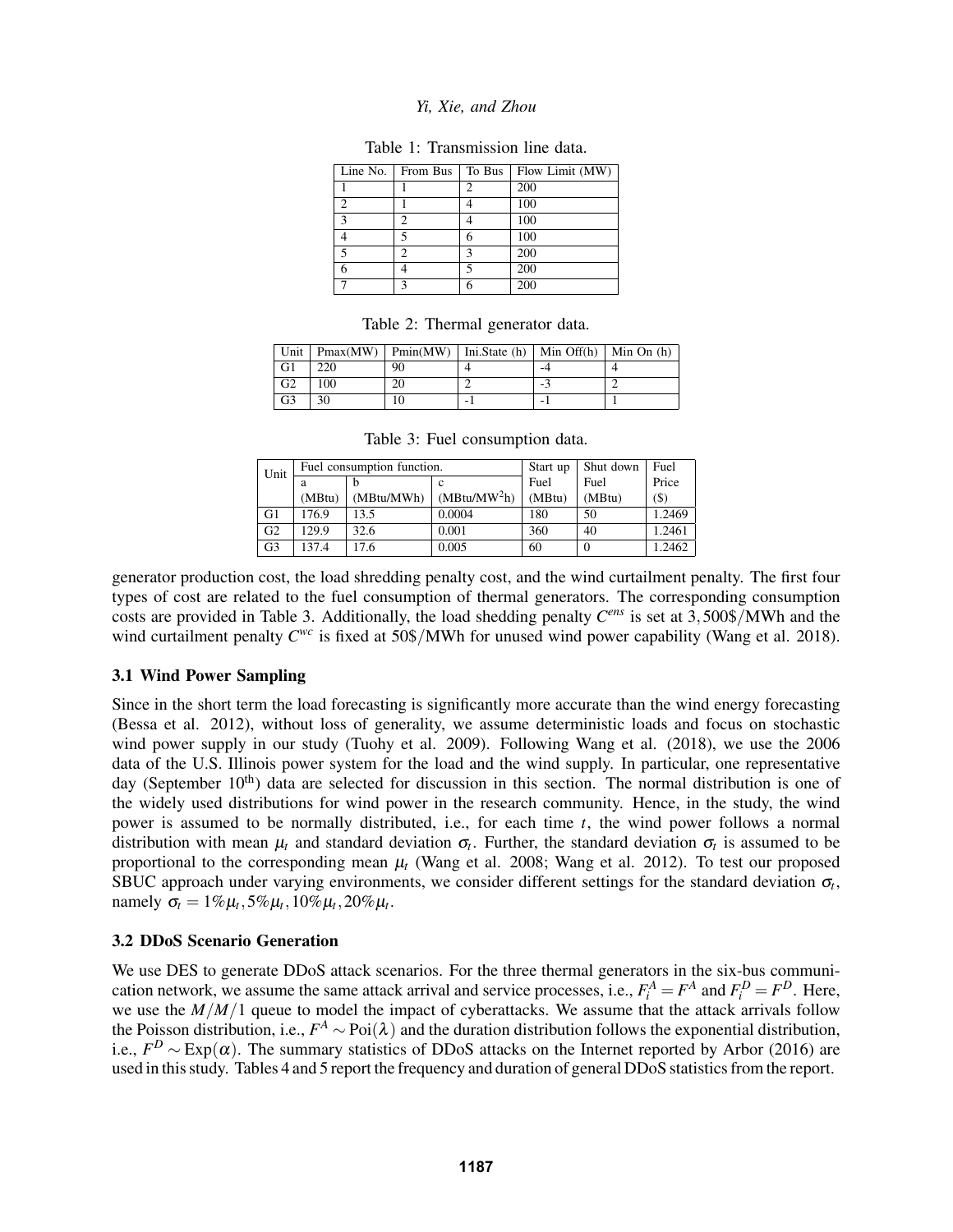Table 1: Transmission line data.

| Line No. | From Bus | To Bus | Flow Limit (MW) |
|---|---|---|---|
| 1 | 1 | 2 | 200 |
| 2 | 1 | 4 | 100 |
| 3 | 2 | 4 | 100 |
| 4 | 5 | 6 | 100 |
| 5 | 2 | 3 | 200 |
| 6 | 4 | 5 | 200 |
| 7 | 3 | 6 | 200 |

Table 2: Thermal generator data.

| Unit | Pmax(MW) | Pmin(MW) | Ini.State (h) | Min Off(h) | Min On (h) |
|---|---|---|---|---|---|
| G1 | 220 | 90 | 4 | -4 | 4 |
| G2 | 100 | 20 | 2 | -3 | 2 |
| G3 | 30 | 10 | -1 | -1 | 1 |

Table 3: Fuel consumption data.

| Unit | Fuel consumption function. | | | Start up | Shut down | Fuel |
|---|---|---|---|---|---|---|
| | a (MBtu) | b (MBtu/MWh) | c (MBtu/MW$^2$h) | Fuel (MBtu) | Fuel (MBtu) | Price ($) |
| G1 | 176.9 | 13.5 | 0.0004 | 180 | 50 | 1.2469 |
| G2 | 129.9 | 32.6 | 0.001 | 360 | 40 | 1.2461 |
| G3 | 137.4 | 17.6 | 0.005 | 60 | 0 | 1.2462 |

generator production cost, the load shredding penalty cost, and the wind curtailment penalty. The first four types of cost are related to the fuel consumption of thermal generators. The corresponding consumption costs are provided in Table 3. Additionally, the load shedding penalty $C^{ens}$ is set at $3,500\$/\text{MWh}$ and the wind curtailment penalty $C^{wc}$ is fixed at $50\$/\text{MWh}$ for unused wind power capability (Wang et al. 2018).

### 3.1 Wind Power Sampling

Since in the short term the load forecasting is significantly more accurate than the wind energy forecasting (Bessa et al. 2012), without loss of generality, we assume deterministic loads and focus on stochastic wind power supply in our study (Tuohy et al. 2009). Following Wang et al. (2018), we use the 2006 data of the U.S. Illinois power system for the load and the wind supply. In particular, one representative day (September 10$^{\text{th}}$) data are selected for discussion in this section. The normal distribution is one of the widely used distributions for wind power in the research community. Hence, in the study, the wind power is assumed to be normally distributed, i.e., for each time $t$, the wind power follows a normal distribution with mean $\mu_t$ and standard deviation $\sigma_t$. Further, the standard deviation $\sigma_t$ is assumed to be proportional to the corresponding mean $\mu_t$ (Wang et al. 2008; Wang et al. 2012). To test our proposed SBUC approach under varying environments, we consider different settings for the standard deviation $\sigma_t$, namely $\sigma_t = 1\%\mu_t, 5\%\mu_t, 10\%\mu_t, 20\%\mu_t$.

### 3.2 DDoS Scenario Generation

We use DES to generate DDoS attack scenarios. For the three thermal generators in the six-bus communication network, we assume the same attack arrival and service processes, i.e., $F_i^A = F^A$ and $F_i^D = F^D$. Here, we use the $M/M/1$ queue to model the impact of cyberattacks. We assume that the attack arrivals follow the Poisson distribution, i.e., $F^A \sim \text{Poi}(\lambda)$ and the duration distribution follows the exponential distribution, i.e., $F^D \sim \text{Exp}(\alpha)$. The summary statistics of DDoS attacks on the Internet reported by Arbor (2016) are used in this study. Tables 4 and 5 report the frequency and duration of general DDoS statistics from the report.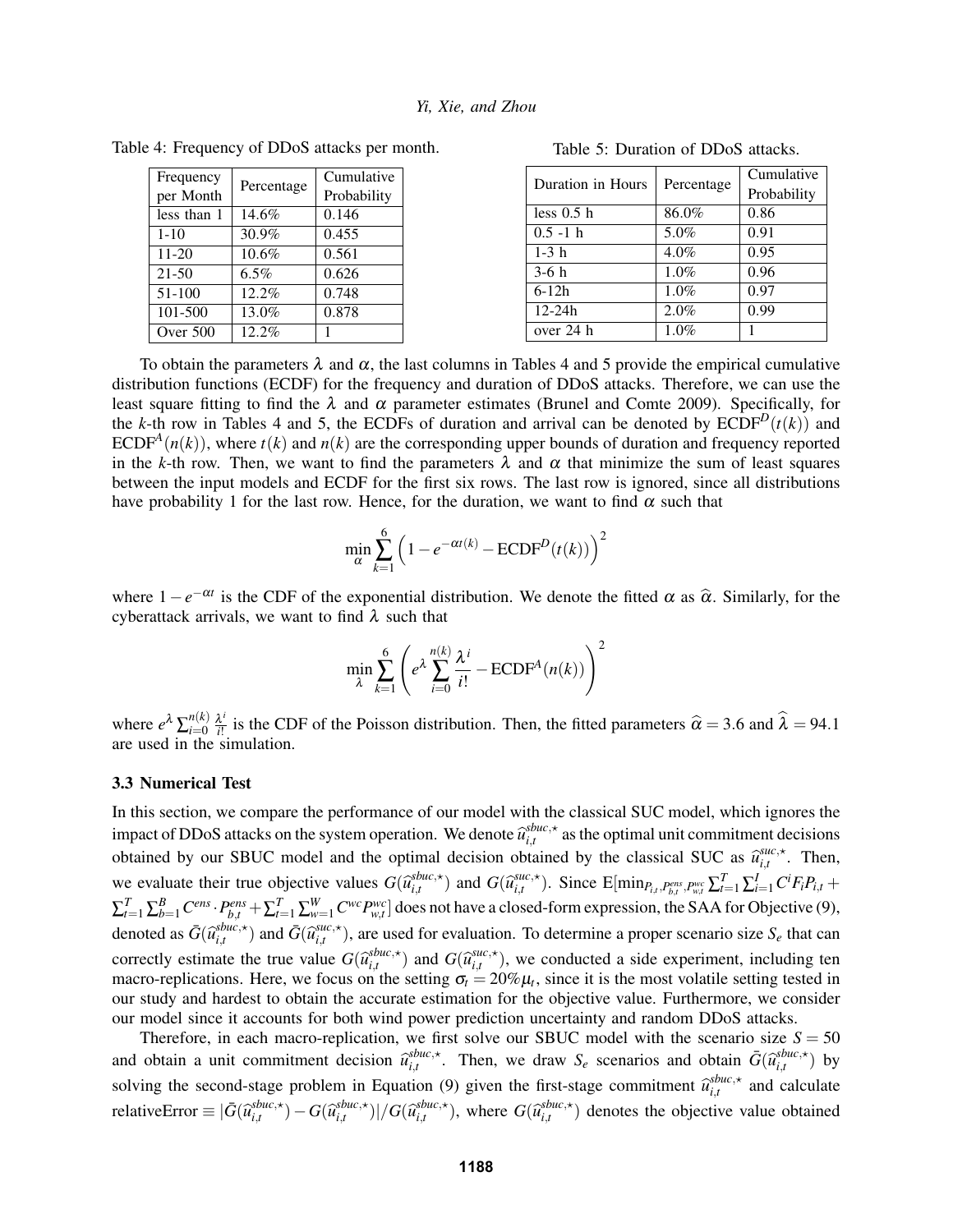Table 4: Frequency of DDoS attacks per month.

| Frequency per Month | Percentage | Cumulative Probability |
|---|---|---|
| less than 1 | 14.6% | 0.146 |
| 1-10 | 30.9% | 0.455 |
| 11-20 | 10.6% | 0.561 |
| 21-50 | 6.5% | 0.626 |
| 51-100 | 12.2% | 0.748 |
| 101-500 | 13.0% | 0.878 |
| Over 500 | 12.2% | 1 |

Table 5: Duration of DDoS attacks.

| Duration in Hours | Percentage | Cumulative Probability |
|---|---|---|
| less 0.5 h | 86.0% | 0.86 |
| 0.5 -1 h | 5.0% | 0.91 |
| 1-3 h | 4.0% | 0.95 |
| 3-6 h | 1.0% | 0.96 |
| 6-12h | 1.0% | 0.97 |
| 12-24h | 2.0% | 0.99 |
| over 24 h | 1.0% | 1 |

To obtain the parameters $\lambda$ and $\alpha$, the last columns in Tables 4 and 5 provide the empirical cumulative distribution functions (ECDF) for the frequency and duration of DDoS attacks. Therefore, we can use the least square fitting to find the $\lambda$ and $\alpha$ parameter estimates (Brunel and Comte 2009). Specifically, for the $k$-th row in Tables 4 and 5, the ECDFs of duration and arrival can be denoted by $\text{ECDF}^D(t(k))$ and $\text{ECDF}^A(n(k))$, where $t(k)$ and $n(k)$ are the corresponding upper bounds of duration and frequency reported in the $k$-th row. Then, we want to find the parameters $\lambda$ and $\alpha$ that minimize the sum of least squares between the input models and ECDF for the first six rows. The last row is ignored, since all distributions have probability 1 for the last row. Hence, for the duration, we want to find $\alpha$ such that

$$\min_{\alpha} \sum_{k=1}^{6} \left(1 - e^{-\alpha t(k)} - \text{ECDF}^D(t(k))\right)^2$$

where $1 - e^{-\alpha t}$ is the CDF of the exponential distribution. We denote the fitted $\alpha$ as $\widehat{\alpha}$. Similarly, for the cyberattack arrivals, we want to find $\lambda$ such that

$$\min_{\lambda} \sum_{k=1}^{6} \left(e^{\lambda} \sum_{i=0}^{n(k)} \frac{\lambda^i}{i!} - \text{ECDF}^A(n(k))\right)^2$$

where $e^{\lambda} \sum_{i=0}^{n(k)} \frac{\lambda^i}{i!}$ is the CDF of the Poisson distribution. Then, the fitted parameters $\widehat{\alpha} = 3.6$ and $\widehat{\lambda} = 94.1$ are used in the simulation.

### 3.3 Numerical Test

In this section, we compare the performance of our model with the classical SUC model, which ignores the impact of DDoS attacks on the system operation. We denote $\widehat{u}_{i,t}^{sbuc,\star}$ as the optimal unit commitment decisions obtained by our SBUC model and the optimal decision obtained by the classical SUC as $\widehat{u}_{i,t}^{suc,\star}$. Then, we evaluate their true objective values $G(\widehat{u}_{i,t}^{sbuc,\star})$ and $G(\widehat{u}_{i,t}^{suc,\star})$. Since $\text{E}[\min_{P_{i,t},P_{b,t}^{ens},P_{w,t}^{wc}} \sum_{t=1}^{T}\sum_{i=1}^{I} C^i F_i P_{i,t} + \sum_{t=1}^{T}\sum_{b=1}^{B} C^{ens} \cdot P_{b,t}^{ens} + \sum_{t=1}^{T}\sum_{w=1}^{W} C^{wc} P_{w,t}^{wc}]$ does not have a closed-form expression, the SAA for Objective (9), denoted as $\bar{G}(\widehat{u}_{i,t}^{sbuc,\star})$ and $\bar{G}(\widehat{u}_{i,t}^{suc,\star})$, are used for evaluation. To determine a proper scenario size $S_e$ that can correctly estimate the true value $G(\widehat{u}_{i,t}^{sbuc,\star})$ and $G(\widehat{u}_{i,t}^{suc,\star})$, we conducted a side experiment, including ten macro-replications. Here, we focus on the setting $\sigma_t = 20\%\mu_t$, since it is the most volatile setting tested in our study and hardest to obtain the accurate estimation for the objective value. Furthermore, we consider our model since it accounts for both wind power prediction uncertainty and random DDoS attacks.

Therefore, in each macro-replication, we first solve our SBUC model with the scenario size $S = 50$ and obtain a unit commitment decision $\widehat{u}_{i,t}^{sbuc,\star}$. Then, we draw $S_e$ scenarios and obtain $\bar{G}(\widehat{u}_{i,t}^{sbuc,\star})$ by solving the second-stage problem in Equation (9) given the first-stage commitment $\widehat{u}_{i,t}^{sbuc,\star}$ and calculate $\text{relativeError} \equiv |\bar{G}(\widehat{u}_{i,t}^{sbuc,\star}) - G(\widehat{u}_{i,t}^{sbuc,\star})|/G(\widehat{u}_{i,t}^{sbuc,\star})$, where $G(\widehat{u}_{i,t}^{sbuc,\star})$ denotes the objective value obtained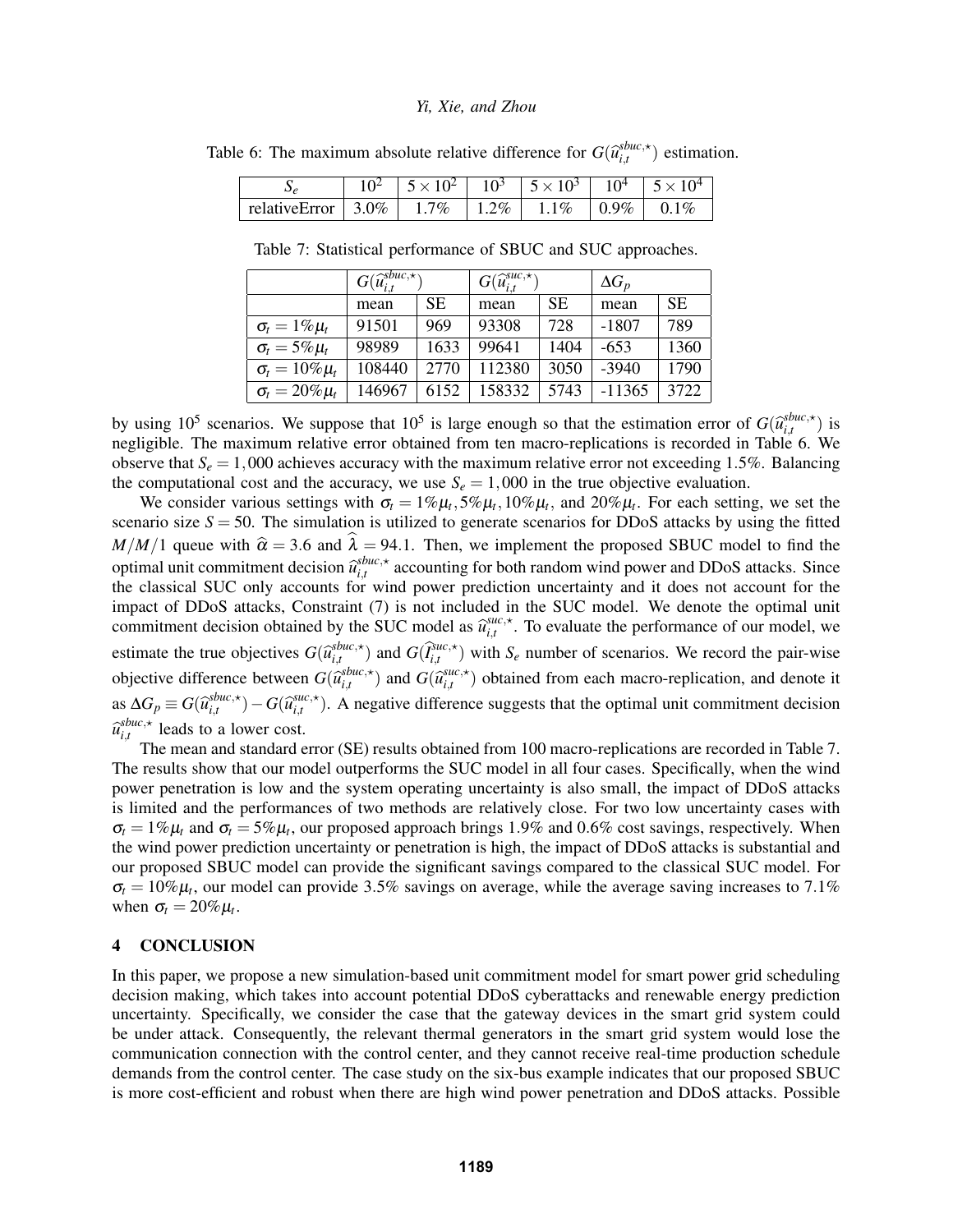Table 6: The maximum absolute relative difference for $G(\widehat{u}_{i,t}^{sbuc,\star})$ estimation.

| $S_e$ | $10^2$ | $5\times10^2$ | $10^3$ | $5\times10^3$ | $10^4$ | $5\times10^4$ |
|---|---|---|---|---|---|---|
| relativeError | 3.0% | 1.7% | 1.2% | 1.1% | 0.9% | 0.1% |

Table 7: Statistical performance of SBUC and SUC approaches.

| | $G(\widehat{u}_{i,t}^{sbuc,\star})$ | | $G(\widehat{u}_{i,t}^{suc,\star})$ | | $\Delta G_p$ | |
|---|---|---|---|---|---|---|
| | mean | SE | mean | SE | mean | SE |
| $\sigma_t = 1\%\mu_t$ | 91501 | 969 | 93308 | 728 | -1807 | 789 |
| $\sigma_t = 5\%\mu_t$ | 98989 | 1633 | 99641 | 1404 | -653 | 1360 |
| $\sigma_t = 10\%\mu_t$ | 108440 | 2770 | 112380 | 3050 | -3940 | 1790 |
| $\sigma_t = 20\%\mu_t$ | 146967 | 6152 | 158332 | 5743 | -11365 | 3722 |

by using $10^5$ scenarios. We suppose that $10^5$ is large enough so that the estimation error of $G(\widehat{u}_{i,t}^{sbuc,\star})$ is negligible. The maximum relative error obtained from ten macro-replications is recorded in Table 6. We observe that $S_e = 1,000$ achieves accuracy with the maximum relative error not exceeding 1.5%. Balancing the computational cost and the accuracy, we use $S_e = 1,000$ in the true objective evaluation.

We consider various settings with $\sigma_t = 1\%\mu_t, 5\%\mu_t, 10\%\mu_t$, and $20\%\mu_t$. For each setting, we set the scenario size $S = 50$. The simulation is utilized to generate scenarios for DDoS attacks by using the fitted $M/M/1$ queue with $\widehat{\alpha} = 3.6$ and $\widehat{\lambda} = 94.1$. Then, we implement the proposed SBUC model to find the optimal unit commitment decision $\widehat{u}_{i,t}^{sbuc,\star}$ accounting for both random wind power and DDoS attacks. Since the classical SUC only accounts for wind power prediction uncertainty and it does not account for the impact of DDoS attacks, Constraint (7) is not included in the SUC model. We denote the optimal unit commitment decision obtained by the SUC model as $\widehat{u}_{i,t}^{suc,\star}$. To evaluate the performance of our model, we estimate the true objectives $G(\widehat{u}_{i,t}^{sbuc,\star})$ and $G(\widehat{I}_{i,t}^{suc,\star})$ with $S_e$ number of scenarios. We record the pair-wise objective difference between $G(\widehat{u}_{i,t}^{sbuc,\star})$ and $G(\widehat{u}_{i,t}^{suc,\star})$ obtained from each macro-replication, and denote it as $\Delta G_p \equiv G(\widehat{u}_{i,t}^{sbuc,\star}) - G(\widehat{u}_{i,t}^{suc,\star})$. A negative difference suggests that the optimal unit commitment decision $\widehat{u}_{i,t}^{sbuc,\star}$ leads to a lower cost.

The mean and standard error (SE) results obtained from 100 macro-replications are recorded in Table 7. The results show that our model outperforms the SUC model in all four cases. Specifically, when the wind power penetration is low and the system operating uncertainty is also small, the impact of DDoS attacks is limited and the performances of two methods are relatively close. For two low uncertainty cases with $\sigma_t = 1\%\mu_t$ and $\sigma_t = 5\%\mu_t$, our proposed approach brings 1.9% and 0.6% cost savings, respectively. When the wind power prediction uncertainty or penetration is high, the impact of DDoS attacks is substantial and our proposed SBUC model can provide the significant savings compared to the classical SUC model. For $\sigma_t = 10\%\mu_t$, our model can provide 3.5% savings on average, while the average saving increases to 7.1% when $\sigma_t = 20\%\mu_t$.

## 4 CONCLUSION

In this paper, we propose a new simulation-based unit commitment model for smart power grid scheduling decision making, which takes into account potential DDoS cyberattacks and renewable energy prediction uncertainty. Specifically, we consider the case that the gateway devices in the smart grid system could be under attack. Consequently, the relevant thermal generators in the smart grid system would lose the communication connection with the control center, and they cannot receive real-time production schedule demands from the control center. The case study on the six-bus example indicates that our proposed SBUC is more cost-efficient and robust when there are high wind power penetration and DDoS attacks. Possible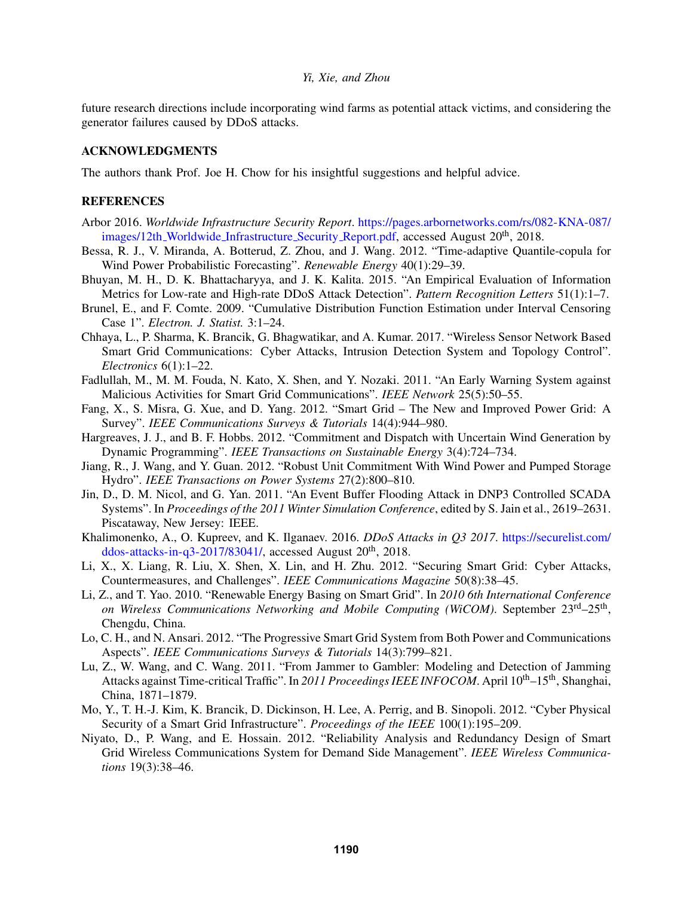future research directions include incorporating wind farms as potential attack victims, and considering the generator failures caused by DDoS attacks.

## ACKNOWLEDGMENTS

The authors thank Prof. Joe H. Chow for his insightful suggestions and helpful advice.

## REFERENCES

Arbor 2016. *Worldwide Infrastructure Security Report*. https://pages.arbornetworks.com/rs/082-KNA-087/images/12th_Worldwide_Infrastructure_Security_Report.pdf, accessed August 20th, 2018.

Bessa, R. J., V. Miranda, A. Botterud, Z. Zhou, and J. Wang. 2012. "Time-adaptive Quantile-copula for Wind Power Probabilistic Forecasting". *Renewable Energy* 40(1):29–39.

Bhuyan, M. H., D. K. Bhattacharyya, and J. K. Kalita. 2015. "An Empirical Evaluation of Information Metrics for Low-rate and High-rate DDoS Attack Detection". *Pattern Recognition Letters* 51(1):1–7.

Brunel, E., and F. Comte. 2009. "Cumulative Distribution Function Estimation under Interval Censoring Case 1". *Electron. J. Statist.* 3:1–24.

Chhaya, L., P. Sharma, K. Brancik, G. Bhagwatikar, and A. Kumar. 2017. "Wireless Sensor Network Based Smart Grid Communications: Cyber Attacks, Intrusion Detection System and Topology Control". *Electronics* 6(1):1–22.

Fadlullah, M., M. M. Fouda, N. Kato, X. Shen, and Y. Nozaki. 2011. "An Early Warning System against Malicious Activities for Smart Grid Communications". *IEEE Network* 25(5):50–55.

Fang, X., S. Misra, G. Xue, and D. Yang. 2012. "Smart Grid – The New and Improved Power Grid: A Survey". *IEEE Communications Surveys & Tutorials* 14(4):944–980.

Hargreaves, J. J., and B. F. Hobbs. 2012. "Commitment and Dispatch with Uncertain Wind Generation by Dynamic Programming". *IEEE Transactions on Sustainable Energy* 3(4):724–734.

Jiang, R., J. Wang, and Y. Guan. 2012. "Robust Unit Commitment With Wind Power and Pumped Storage Hydro". *IEEE Transactions on Power Systems* 27(2):800–810.

Jin, D., D. M. Nicol, and G. Yan. 2011. "An Event Buffer Flooding Attack in DNP3 Controlled SCADA Systems". In *Proceedings of the 2011 Winter Simulation Conference*, edited by S. Jain et al., 2619–2631. Piscataway, New Jersey: IEEE.

Khalimonenko, A., O. Kupreev, and K. Ilganaev. 2016. *DDoS Attacks in Q3 2017*. https://securelist.com/ddos-attacks-in-q3-2017/83041/, accessed August 20th, 2018.

Li, X., X. Liang, R. Liu, X. Shen, X. Lin, and H. Zhu. 2012. "Securing Smart Grid: Cyber Attacks, Countermeasures, and Challenges". *IEEE Communications Magazine* 50(8):38–45.

Li, Z., and T. Yao. 2010. "Renewable Energy Basing on Smart Grid". In *2010 6th International Conference on Wireless Communications Networking and Mobile Computing (WiCOM)*. September 23rd–25th, Chengdu, China.

Lo, C. H., and N. Ansari. 2012. "The Progressive Smart Grid System from Both Power and Communications Aspects". *IEEE Communications Surveys & Tutorials* 14(3):799–821.

Lu, Z., W. Wang, and C. Wang. 2011. "From Jammer to Gambler: Modeling and Detection of Jamming Attacks against Time-critical Traffic". In *2011 Proceedings IEEE INFOCOM*. April 10th–15th, Shanghai, China, 1871–1879.

Mo, Y., T. H.-J. Kim, K. Brancik, D. Dickinson, H. Lee, A. Perrig, and B. Sinopoli. 2012. "Cyber Physical Security of a Smart Grid Infrastructure". *Proceedings of the IEEE* 100(1):195–209.

Niyato, D., P. Wang, and E. Hossain. 2012. "Reliability Analysis and Redundancy Design of Smart Grid Wireless Communications System for Demand Side Management". *IEEE Wireless Communications* 19(3):38–46.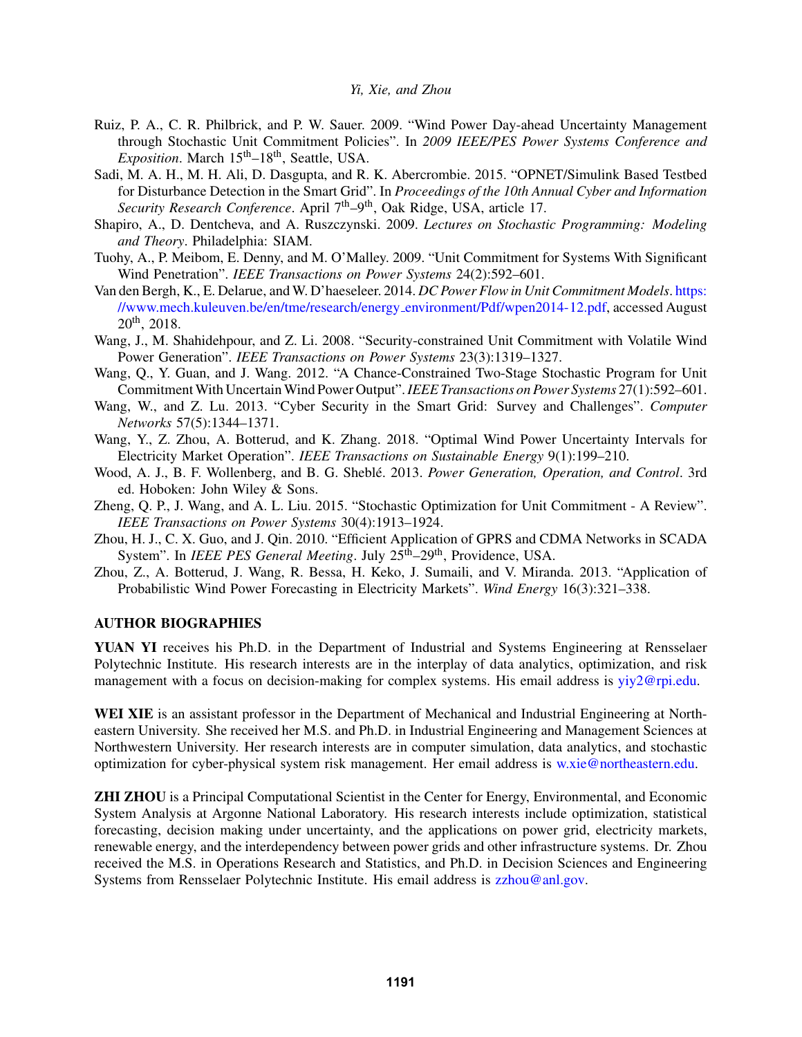Ruiz, P. A., C. R. Philbrick, and P. W. Sauer. 2009. "Wind Power Day-ahead Uncertainty Management through Stochastic Unit Commitment Policies". In *2009 IEEE/PES Power Systems Conference and Exposition*. March 15th–18th, Seattle, USA.

Sadi, M. A. H., M. H. Ali, D. Dasgupta, and R. K. Abercrombie. 2015. "OPNET/Simulink Based Testbed for Disturbance Detection in the Smart Grid". In *Proceedings of the 10th Annual Cyber and Information Security Research Conference*. April 7th–9th, Oak Ridge, USA, article 17.

Shapiro, A., D. Dentcheva, and A. Ruszczynski. 2009. *Lectures on Stochastic Programming: Modeling and Theory*. Philadelphia: SIAM.

Tuohy, A., P. Meibom, E. Denny, and M. O'Malley. 2009. "Unit Commitment for Systems With Significant Wind Penetration". *IEEE Transactions on Power Systems* 24(2):592–601.

Van den Bergh, K., E. Delarue, and W. D'haeseleer. 2014. *DC Power Flow in Unit Commitment Models*. https://www.mech.kuleuven.be/en/tme/research/energy_environment/Pdf/wpen2014-12.pdf, accessed August 20th, 2018.

Wang, J., M. Shahidehpour, and Z. Li. 2008. "Security-constrained Unit Commitment with Volatile Wind Power Generation". *IEEE Transactions on Power Systems* 23(3):1319–1327.

Wang, Q., Y. Guan, and J. Wang. 2012. "A Chance-Constrained Two-Stage Stochastic Program for Unit Commitment With Uncertain Wind Power Output". *IEEE Transactions on Power Systems* 27(1):592–601.

Wang, W., and Z. Lu. 2013. "Cyber Security in the Smart Grid: Survey and Challenges". *Computer Networks* 57(5):1344–1371.

Wang, Y., Z. Zhou, A. Botterud, and K. Zhang. 2018. "Optimal Wind Power Uncertainty Intervals for Electricity Market Operation". *IEEE Transactions on Sustainable Energy* 9(1):199–210.

Wood, A. J., B. F. Wollenberg, and G. B. Sheblé. 2013. *Power Generation, Operation, and Control*. 3rd ed. Hoboken: John Wiley & Sons.

Zheng, Q. P., J. Wang, and A. L. Liu. 2015. "Stochastic Optimization for Unit Commitment - A Review". *IEEE Transactions on Power Systems* 30(4):1913–1924.

Zhou, H. J., C. X. Guo, and J. Qin. 2010. "Efficient Application of GPRS and CDMA Networks in SCADA System". In *IEEE PES General Meeting*. July 25th–29th, Providence, USA.

Zhou, Z., A. Botterud, J. Wang, R. Bessa, H. Keko, J. Sumaili, and V. Miranda. 2013. "Application of Probabilistic Wind Power Forecasting in Electricity Markets". *Wind Energy* 16(3):321–338.

## AUTHOR BIOGRAPHIES

**YUAN YI** receives his Ph.D. in the Department of Industrial and Systems Engineering at Rensselaer Polytechnic Institute. His research interests are in the interplay of data analytics, optimization, and risk management with a focus on decision-making for complex systems. His email address is yiy2@rpi.edu.

**WEI XIE** is an assistant professor in the Department of Mechanical and Industrial Engineering at Northeastern University. She received her M.S. and Ph.D. in Industrial Engineering and Management Sciences at Northwestern University. Her research interests are in computer simulation, data analytics, and stochastic optimization for cyber-physical system risk management. Her email address is w.xie@northeastern.edu.

**ZHI ZHOU** is a Principal Computational Scientist in the Center for Energy, Environmental, and Economic System Analysis at Argonne National Laboratory. His research interests include optimization, statistical forecasting, decision making under uncertainty, and the applications on power grid, electricity markets, renewable energy, and the interdependency between power grids and other infrastructure systems. Dr. Zhou received the M.S. in Operations Research and Statistics, and Ph.D. in Decision Sciences and Engineering Systems from Rensselaer Polytechnic Institute. His email address is zzhou@anl.gov.